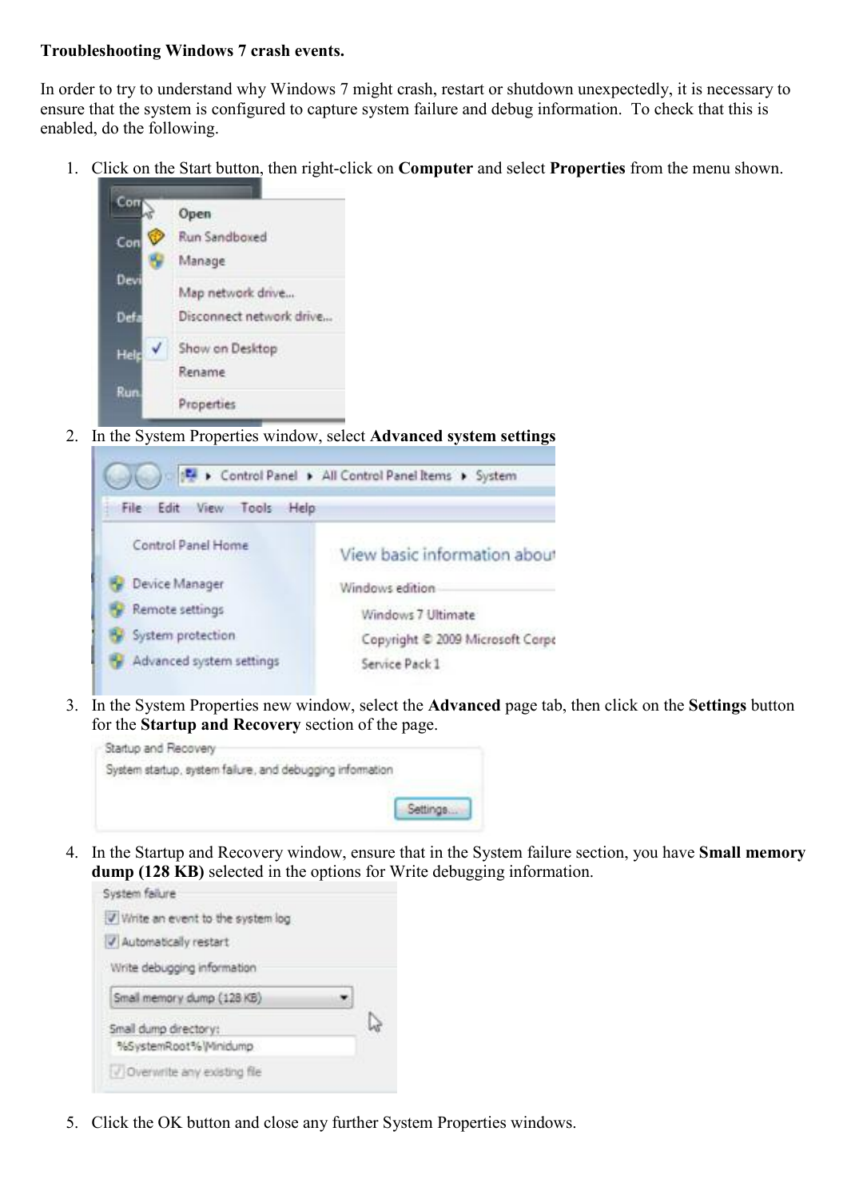**Troubleshooting Windows 7 crash events.**

In order to try to understand why Windows 7 might crash, restart or shutdown unexpectedly, it is necessary to ensure that the system is configured to capture system failure and debug information. To check that this is enabled, do the following.

1. Click on the Start button, then right-click on **Computer** and select **Properties** from the menu shown.

2. In the System Properties window, select **Advanced system settings**

3. In the System Properties new window, select the **Advanced** page tab, then click on the **Settings** button for the **Startup and Recovery** section of the page.

4. In the Startup and Recovery window, ensure that in the System failure section, you have **Small memory dump (128 KB)** selected in the options for Write debugging information.

5. Click the OK button and close any further System Properties windows.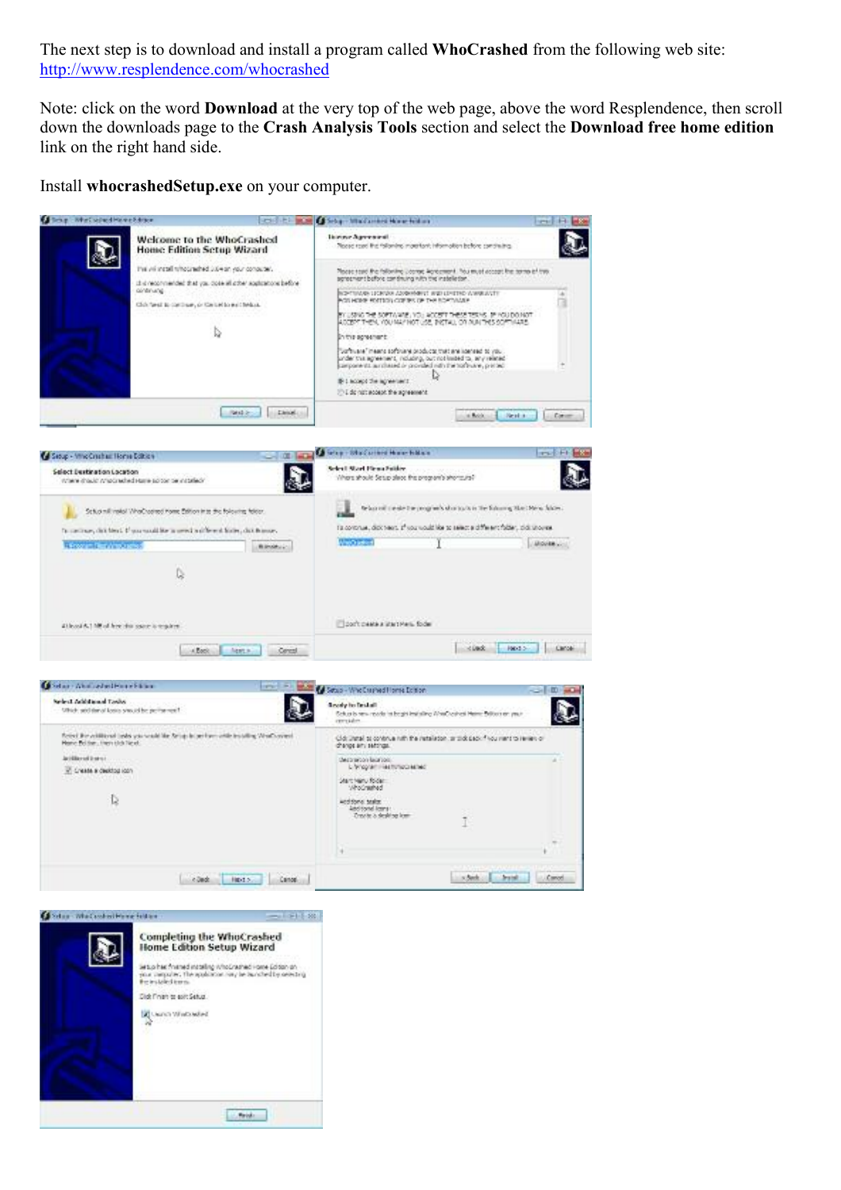The next step is to download and install a program called **WhoCrashed** from the following web site: http://www.resplendence.com/whocrashed

Note: click on the word **Download** at the very top of the web page, above the word Resplendence, then scroll down the downloads page to the **Crash Analysis Tools** section and select the **Download free home edition** link on the right hand side.

Install **whocrashedSetup.exe** on your computer.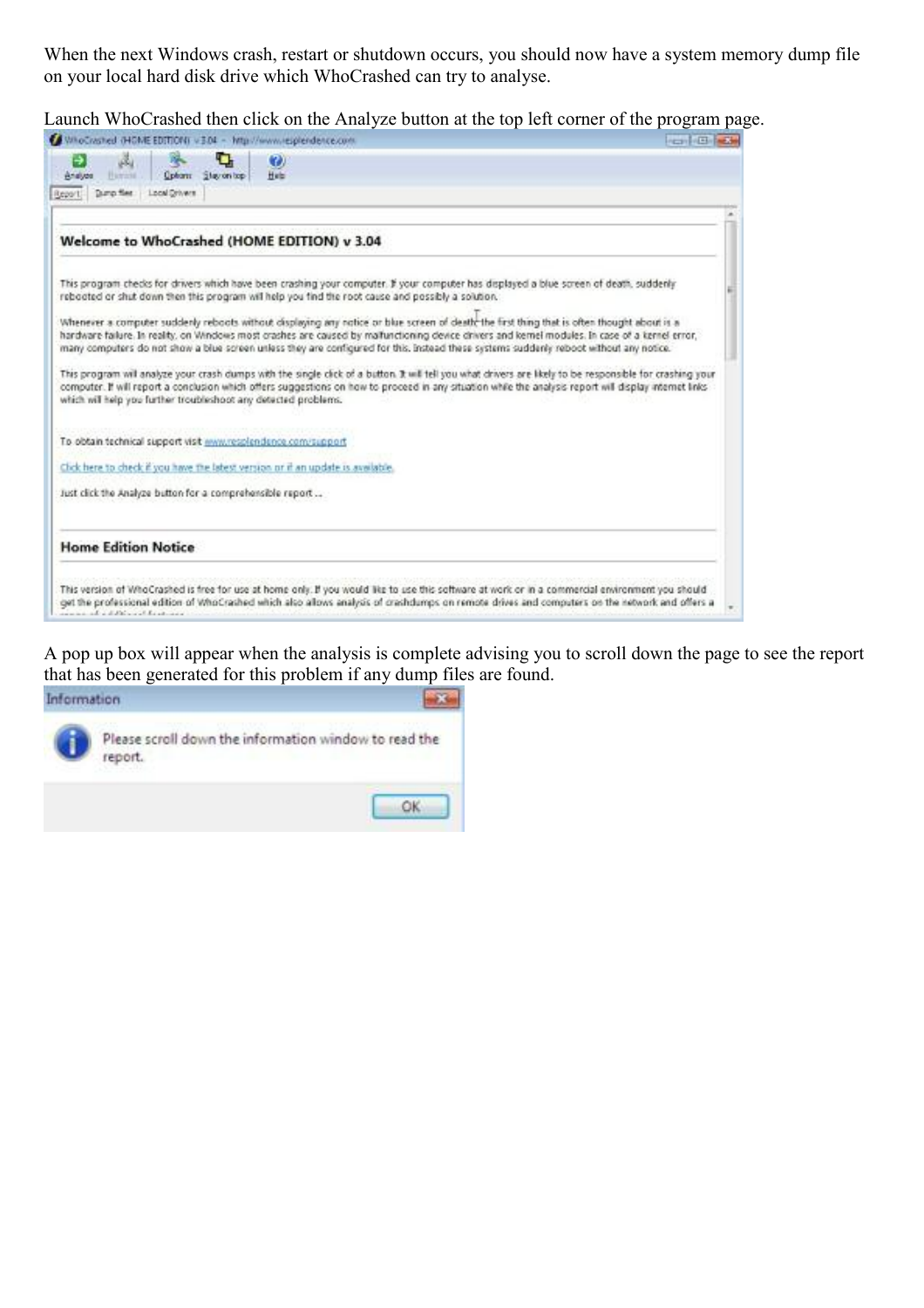When the next Windows crash, restart or shutdown occurs, you should now have a system memory dump file on your local hard disk drive which WhoCrashed can try to analyse.

Launch WhoCrashed then click on the Analyze button at the top left corner of the program page.

A pop up box will appear when the analysis is complete advising you to scroll down the page to see the report that has been generated for this problem if any dump files are found.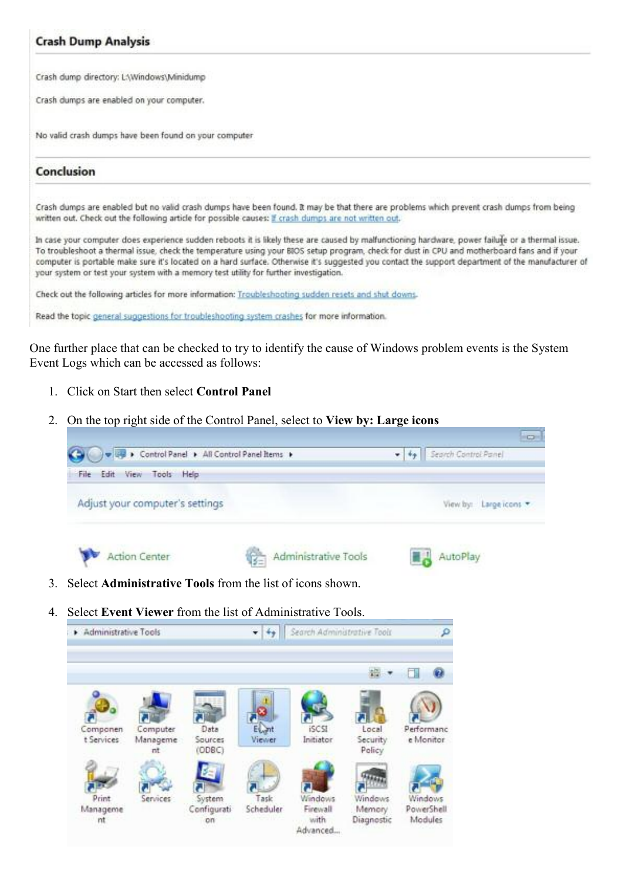## Crash Dump Analysis

Crash dump directory: L:\Windows\Minidump

Crash dumps are enabled on your computer.

No valid crash dumps have been found on your computer

## Conclusion

Crash dumps are enabled but no valid crash dumps have been found. It may be that there are problems which prevent crash dumps from being written out. Check out the following article for possible causes: If crash dumps are not written out.

In case your computer does experience sudden reboots it is likely these are caused by malfunctioning hardware, power failure or a thermal issue. To troubleshoot a thermal issue, check the temperature using your BIOS setup program, check for dust in CPU and motherboard fans and if your computer is portable make sure it's located on a hard surface. Otherwise it's suggested you contact the support department of the manufacturer of your system or test your system with a memory test utility for further investigation.

Check out the following articles for more information: Troubleshooting sudden resets and shut downs.

Read the topic general suggestions for troubleshooting system crashes for more information.

One further place that can be checked to try to identify the cause of Windows problem events is the System Event Logs which can be accessed as follows:

1. Click on Start then select **Control Panel**
2. On the top right side of the Control Panel, select to **View by: Large icons**

Control Panel ▸ All Control Panel Items ▸

File Edit View Tools Help

Adjust your computer's settings

View by: Large icons ▾

Action Center  Administrative Tools  AutoPlay

3. Select **Administrative Tools** from the list of icons shown.
4. Select **Event Viewer** from the list of Administrative Tools.

▸ Administrative Tools

Component Services, Computer Management, Data Sources (ODBC), Event Viewer, iSCSI Initiator, Local Security Policy, Performance Monitor, Print Management, Services, System Configuration, Task Scheduler, Windows Firewall with Advanced..., Windows Memory Diagnostic, Windows PowerShell Modules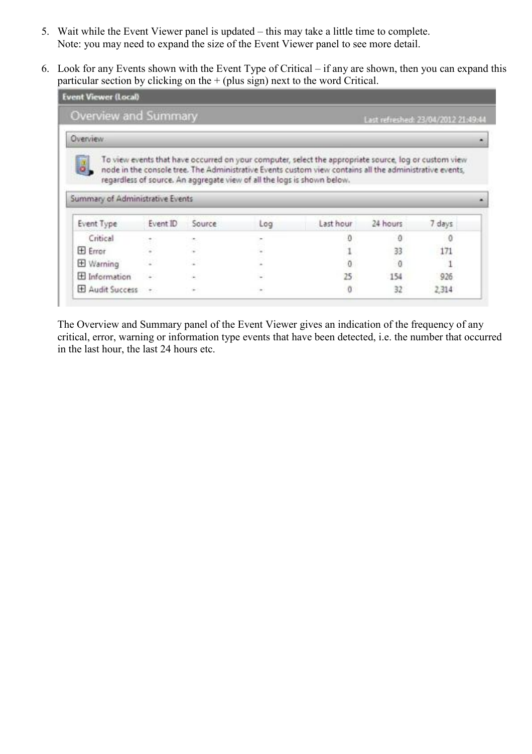5. Wait while the Event Viewer panel is updated – this may take a little time to complete.
   Note: you may need to expand the size of the Event Viewer panel to see more detail.

6. Look for any Events shown with the Event Type of Critical – if any are shown, then you can expand this particular section by clicking on the + (plus sign) next to the word Critical.

   **Event Viewer (Local)**

   Overview and Summary

   Last refreshed: 23/04/2012 21:49:44

   Overview

   To view events that have occurred on your computer, select the appropriate source, log or custom view node in the console tree. The Administrative Events custom view contains all the administrative events, regardless of source. An aggregate view of all the logs is shown below.

   Summary of Administrative Events

   | Event Type | Event ID | Source | Log | Last hour | 24 hours | 7 days |
   |---|---|---|---|---|---|---|
   | Critical | - | - | - | 0 | 0 | 0 |
   | ⊞ Error | - | - | - | 1 | 33 | 171 |
   | ⊞ Warning | - | - | - | 0 | 0 | 1 |
   | ⊞ Information | - | - | - | 25 | 154 | 926 |
   | ⊞ Audit Success | - | - | - | 0 | 32 | 2,314 |

   The Overview and Summary panel of the Event Viewer gives an indication of the frequency of any critical, error, warning or information type events that have been detected, i.e. the number that occurred in the last hour, the last 24 hours etc.